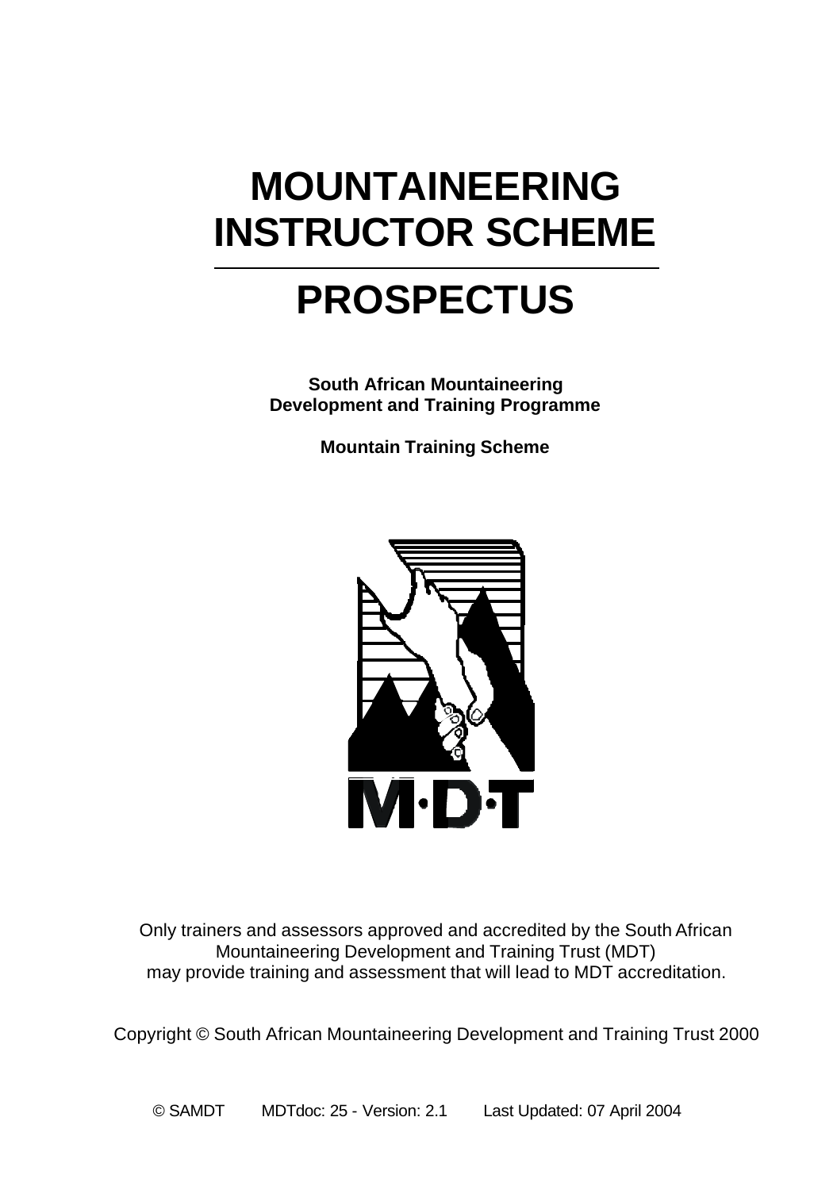# MOUNTAINEERING INSTRUCTOR SCHEME

---

# PROSPECTUS

**South African Mountaineering Development and Training Programme**

**Mountain Training Scheme**

Only trainers and assessors approved and accredited by the South African Mountaineering Development and Training Trust (MDT) may provide training and assessment that will lead to MDT accreditation.

Copyright © South African Mountaineering Development and Training Trust 2000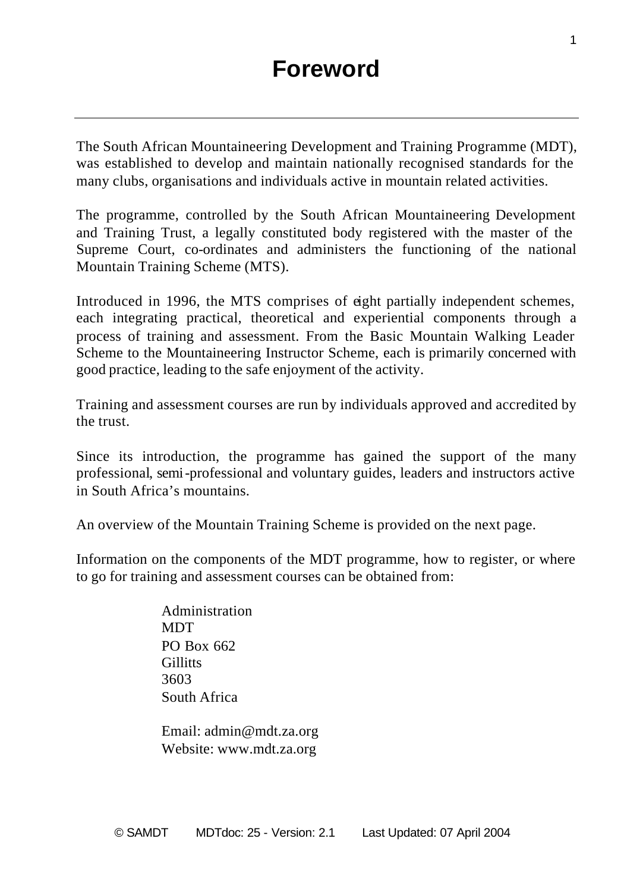# Foreword

The South African Mountaineering Development and Training Programme (MDT), was established to develop and maintain nationally recognised standards for the many clubs, organisations and individuals active in mountain related activities.

The programme, controlled by the South African Mountaineering Development and Training Trust, a legally constituted body registered with the master of the Supreme Court, co-ordinates and administers the functioning of the national Mountain Training Scheme (MTS).

Introduced in 1996, the MTS comprises of eight partially independent schemes, each integrating practical, theoretical and experiential components through a process of training and assessment. From the Basic Mountain Walking Leader Scheme to the Mountaineering Instructor Scheme, each is primarily concerned with good practice, leading to the safe enjoyment of the activity.

Training and assessment courses are run by individuals approved and accredited by the trust.

Since its introduction, the programme has gained the support of the many professional, semi-professional and voluntary guides, leaders and instructors active in South Africa's mountains.

An overview of the Mountain Training Scheme is provided on the next page.

Information on the components of the MDT programme, how to register, or where to go for training and assessment courses can be obtained from:

Administration
MDT
PO Box 662
Gillitts
3603
South Africa

Email: admin@mdt.za.org
Website: www.mdt.za.org

© SAMDT MDTdoc: 25 - Version: 2.1 Last Updated: 07 April 2004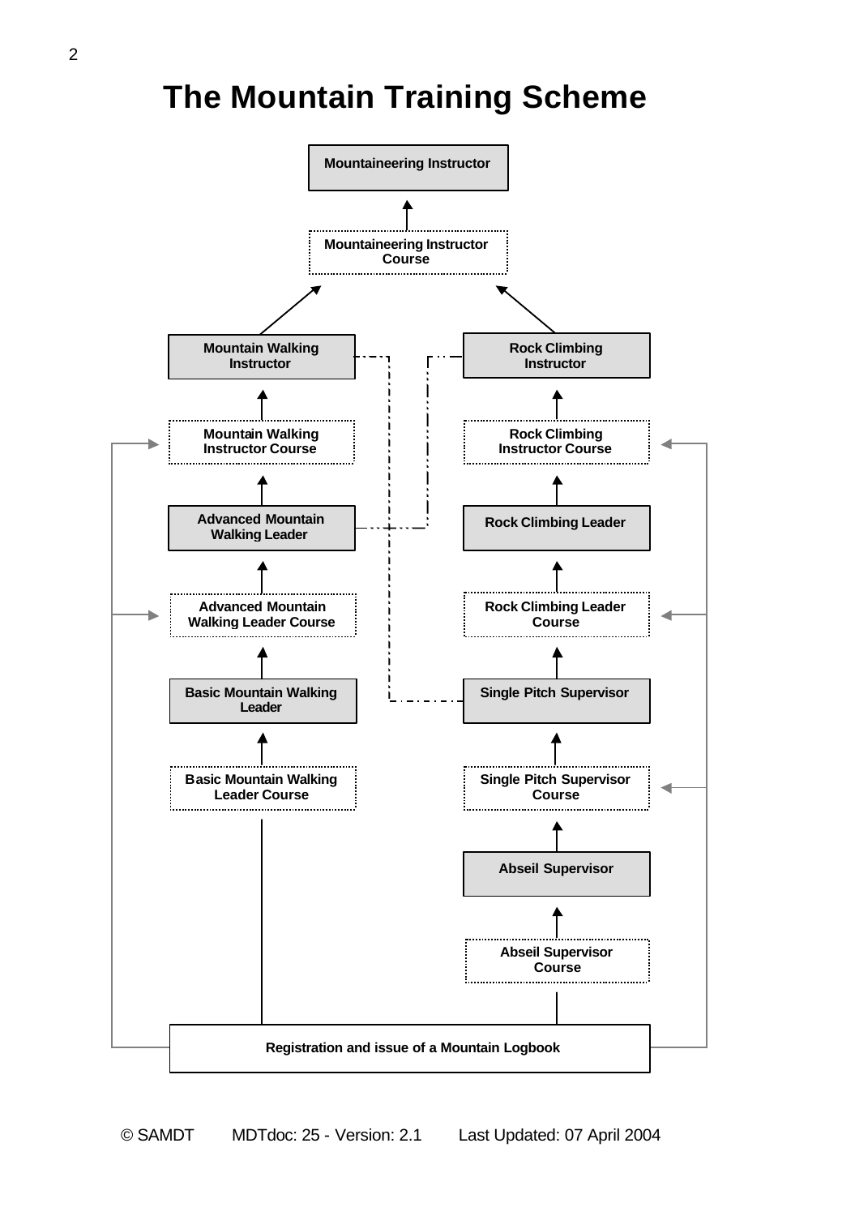# The Mountain Training Scheme

- Mountaineering Instructor
- Mountaineering Instructor Course
- Mountain Walking Instructor
- Rock Climbing Instructor
- Mountain Walking Instructor Course
- Rock Climbing Instructor Course
- Advanced Mountain Walking Leader
- Rock Climbing Leader
- Advanced Mountain Walking Leader Course
- Rock Climbing Leader Course
- Basic Mountain Walking Leader
- Single Pitch Supervisor
- Basic Mountain Walking Leader Course
- Single Pitch Supervisor Course
- Abseil Supervisor
- Abseil Supervisor Course
- Registration and issue of a Mountain Logbook

© SAMDT MDTdoc: 25 - Version: 2.1 Last Updated: 07 April 2004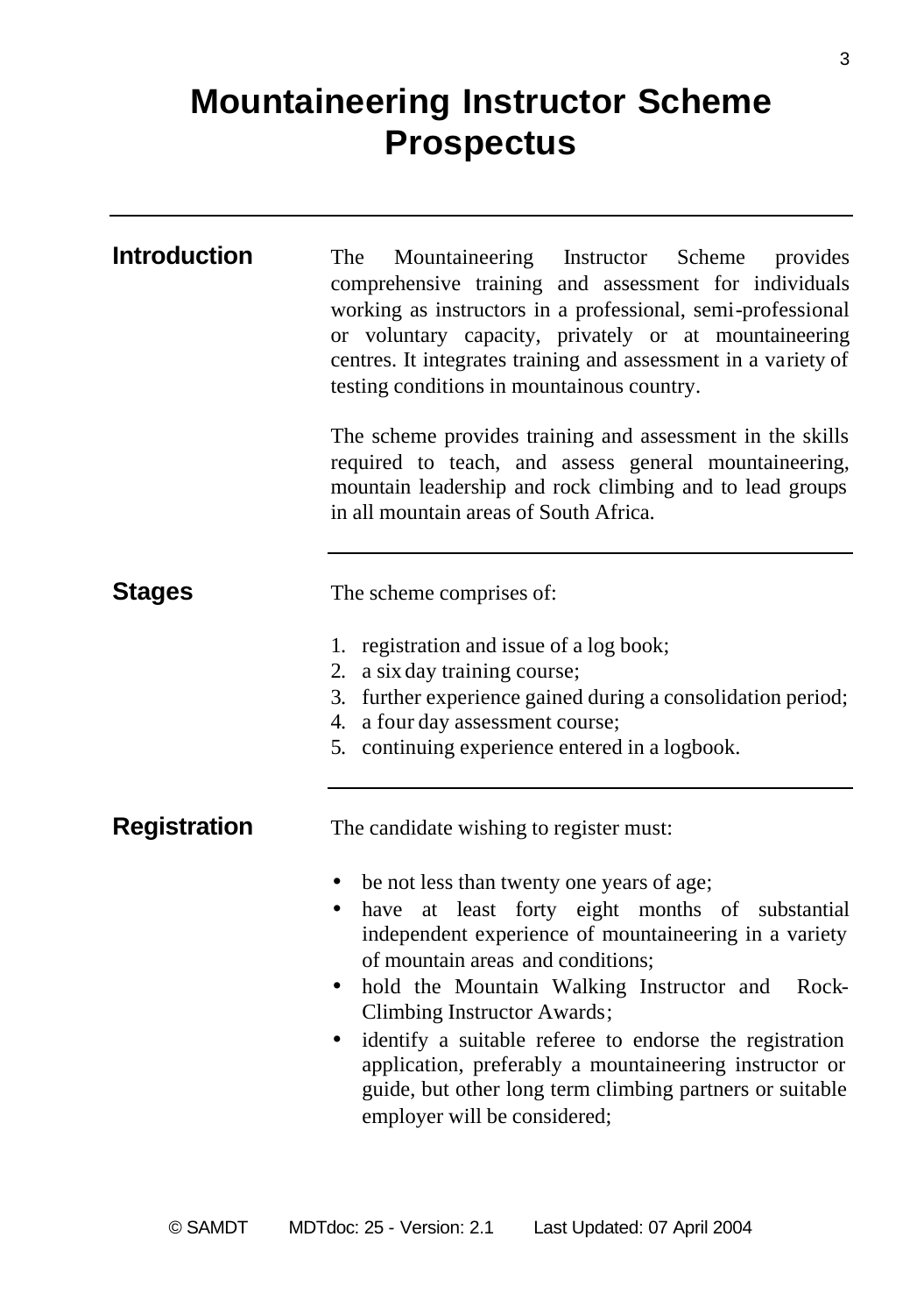# Mountaineering Instructor Scheme Prospectus

## Introduction

The Mountaineering Instructor Scheme provides comprehensive training and assessment for individuals working as instructors in a professional, semi-professional or voluntary capacity, privately or at mountaineering centres. It integrates training and assessment in a variety of testing conditions in mountainous country.

The scheme provides training and assessment in the skills required to teach, and assess general mountaineering, mountain leadership and rock climbing and to lead groups in all mountain areas of South Africa.

## Stages

The scheme comprises of:

1. registration and issue of a log book;
2. a six day training course;
3. further experience gained during a consolidation period;
4. a four day assessment course;
5. continuing experience entered in a logbook.

## Registration

The candidate wishing to register must:

- be not less than twenty one years of age;
- have at least forty eight months of substantial independent experience of mountaineering in a variety of mountain areas and conditions;
- hold the Mountain Walking Instructor and Rock-Climbing Instructor Awards;
- identify a suitable referee to endorse the registration application, preferably a mountaineering instructor or guide, but other long term climbing partners or suitable employer will be considered;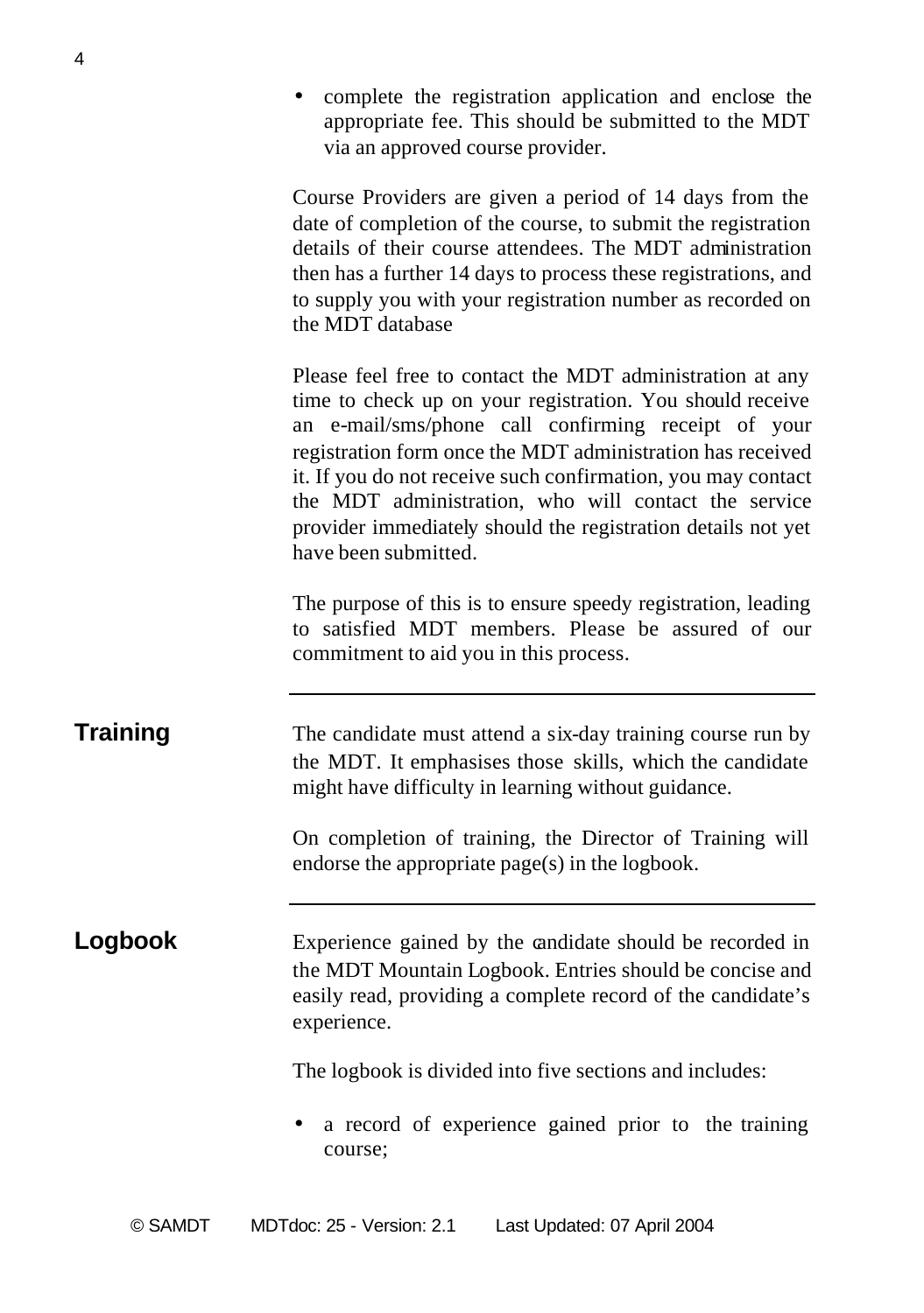- complete the registration application and enclose the appropriate fee. This should be submitted to the MDT via an approved course provider.

Course Providers are given a period of 14 days from the date of completion of the course, to submit the registration details of their course attendees. The MDT administration then has a further 14 days to process these registrations, and to supply you with your registration number as recorded on the MDT database

Please feel free to contact the MDT administration at any time to check up on your registration. You should receive an e-mail/sms/phone call confirming receipt of your registration form once the MDT administration has received it. If you do not receive such confirmation, you may contact the MDT administration, who will contact the service provider immediately should the registration details not yet have been submitted.

The purpose of this is to ensure speedy registration, leading to satisfied MDT members. Please be assured of our commitment to aid you in this process.

---

## Training

The candidate must attend a six-day training course run by the MDT. It emphasises those skills, which the candidate might have difficulty in learning without guidance.

On completion of training, the Director of Training will endorse the appropriate page(s) in the logbook.

---

## Logbook

Experience gained by the candidate should be recorded in the MDT Mountain Logbook. Entries should be concise and easily read, providing a complete record of the candidate's experience.

The logbook is divided into five sections and includes:

- a record of experience gained prior to the training course;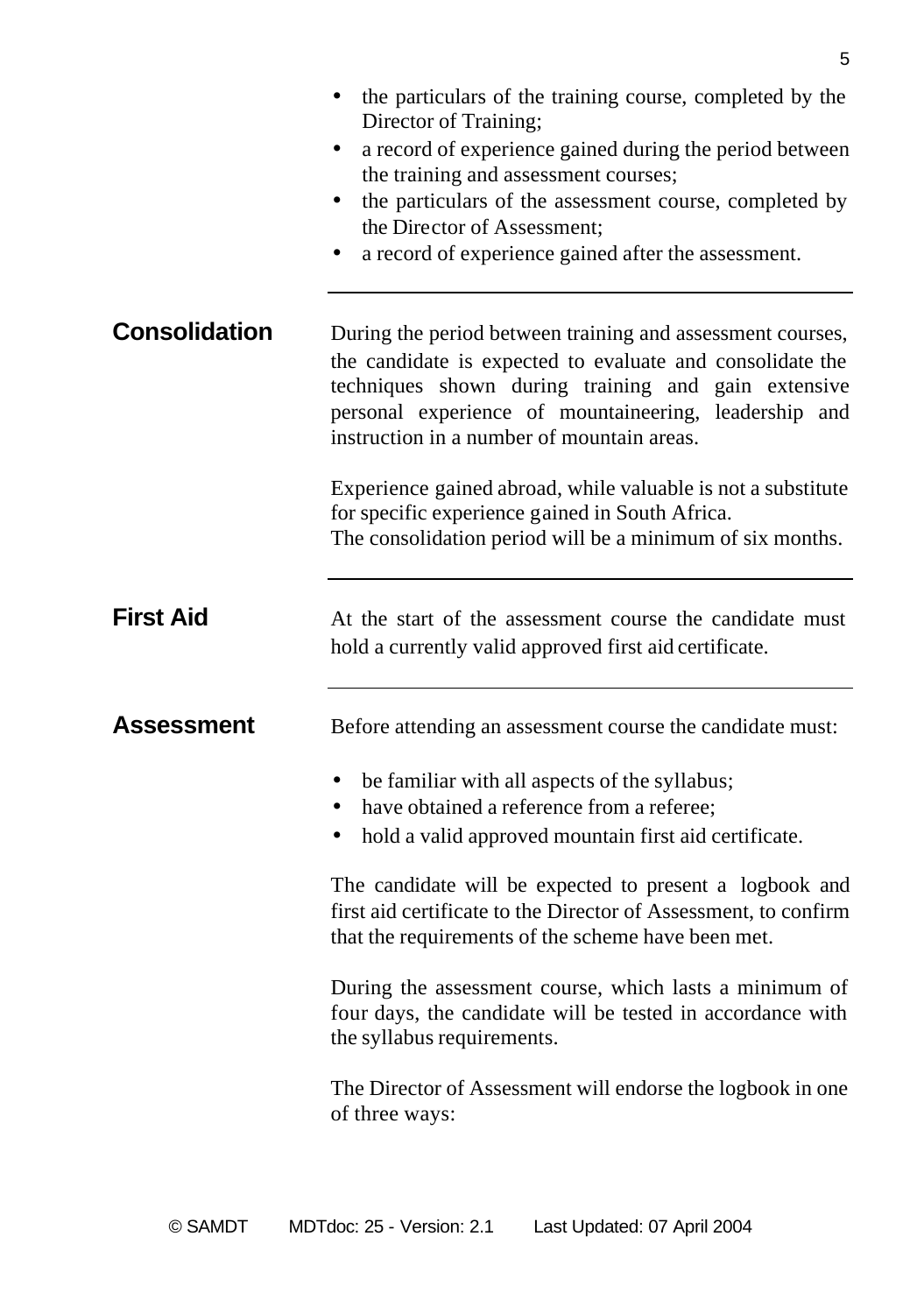- the particulars of the training course, completed by the Director of Training;
- a record of experience gained during the period between the training and assessment courses;
- the particulars of the assessment course, completed by the Director of Assessment;
- a record of experience gained after the assessment.

---

## Consolidation

During the period between training and assessment courses, the candidate is expected to evaluate and consolidate the techniques shown during training and gain extensive personal experience of mountaineering, leadership and instruction in a number of mountain areas.

Experience gained abroad, while valuable is not a substitute for specific experience gained in South Africa.
The consolidation period will be a minimum of six months.

---

## First Aid

At the start of the assessment course the candidate must hold a currently valid approved first aid certificate.

---

## Assessment

Before attending an assessment course the candidate must:

- be familiar with all aspects of the syllabus;
- have obtained a reference from a referee;
- hold a valid approved mountain first aid certificate.

The candidate will be expected to present a logbook and first aid certificate to the Director of Assessment, to confirm that the requirements of the scheme have been met.

During the assessment course, which lasts a minimum of four days, the candidate will be tested in accordance with the syllabus requirements.

The Director of Assessment will endorse the logbook in one of three ways: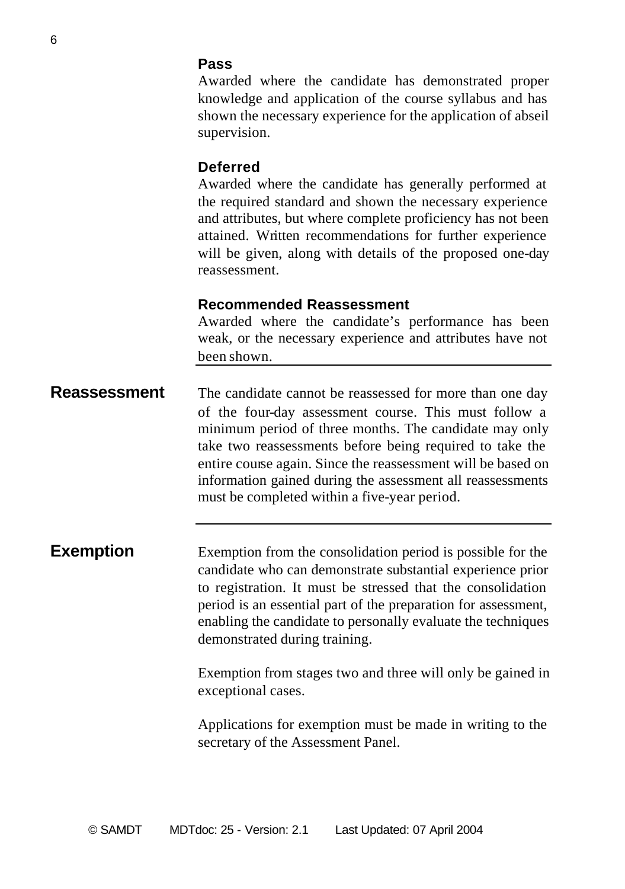### Pass

Awarded where the candidate has demonstrated proper knowledge and application of the course syllabus and has shown the necessary experience for the application of abseil supervision.

### Deferred

Awarded where the candidate has generally performed at the required standard and shown the necessary experience and attributes, but where complete proficiency has not been attained. Written recommendations for further experience will be given, along with details of the proposed one-day reassessment.

### Recommended Reassessment

Awarded where the candidate's performance has been weak, or the necessary experience and attributes have not been shown.

## Reassessment

The candidate cannot be reassessed for more than one day of the four-day assessment course. This must follow a minimum period of three months. The candidate may only take two reassessments before being required to take the entire course again. Since the reassessment will be based on information gained during the assessment all reassessments must be completed within a five-year period.

## Exemption

Exemption from the consolidation period is possible for the candidate who can demonstrate substantial experience prior to registration. It must be stressed that the consolidation period is an essential part of the preparation for assessment, enabling the candidate to personally evaluate the techniques demonstrated during training.

Exemption from stages two and three will only be gained in exceptional cases.

Applications for exemption must be made in writing to the secretary of the Assessment Panel.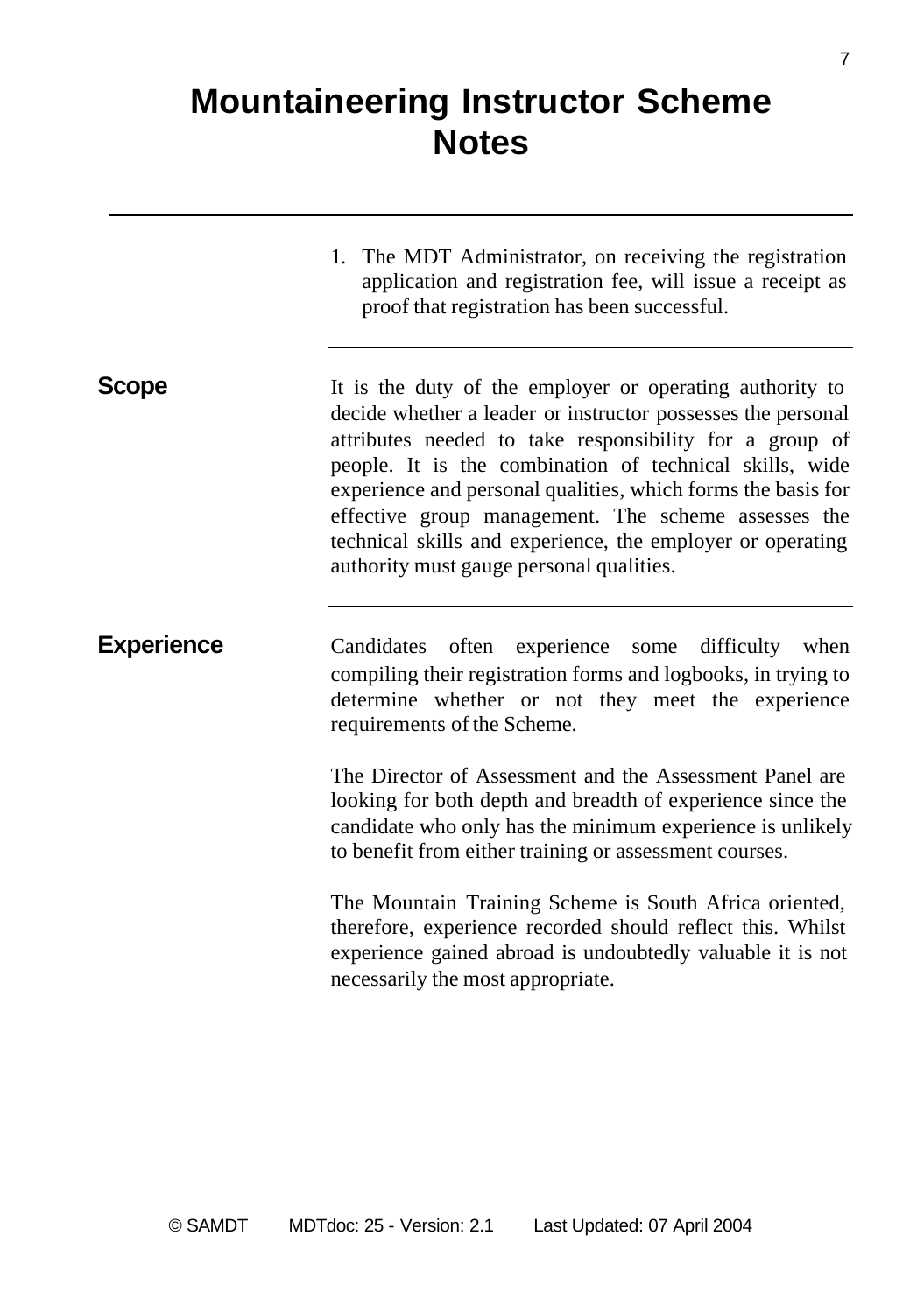# Mountaineering Instructor Scheme Notes

1. The MDT Administrator, on receiving the registration application and registration fee, will issue a receipt as proof that registration has been successful.

## Scope

It is the duty of the employer or operating authority to decide whether a leader or instructor possesses the personal attributes needed to take responsibility for a group of people. It is the combination of technical skills, wide experience and personal qualities, which forms the basis for effective group management. The scheme assesses the technical skills and experience, the employer or operating authority must gauge personal qualities.

## Experience

Candidates often experience some difficulty when compiling their registration forms and logbooks, in trying to determine whether or not they meet the experience requirements of the Scheme.

The Director of Assessment and the Assessment Panel are looking for both depth and breadth of experience since the candidate who only has the minimum experience is unlikely to benefit from either training or assessment courses.

The Mountain Training Scheme is South Africa oriented, therefore, experience recorded should reflect this. Whilst experience gained abroad is undoubtedly valuable it is not necessarily the most appropriate.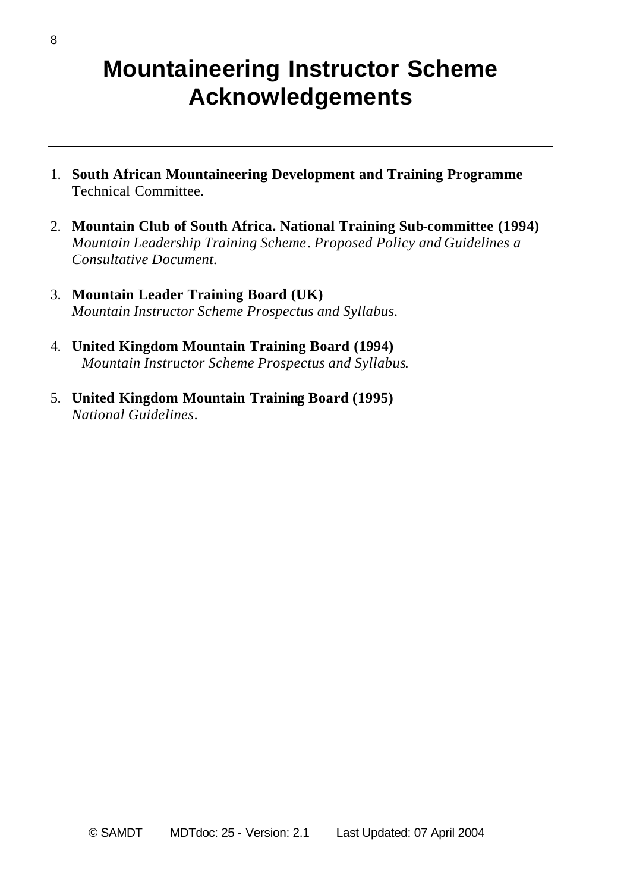# Mountaineering Instructor Scheme Acknowledgements

1. **South African Mountaineering Development and Training Programme** Technical Committee.

2. **Mountain Club of South Africa. National Training Sub-committee (1994)** *Mountain Leadership Training Scheme. Proposed Policy and Guidelines a Consultative Document.*

3. **Mountain Leader Training Board (UK)** *Mountain Instructor Scheme Prospectus and Syllabus.*

4. **United Kingdom Mountain Training Board (1994)** *Mountain Instructor Scheme Prospectus and Syllabus.*

5. **United Kingdom Mountain Training Board (1995)** *National Guidelines.*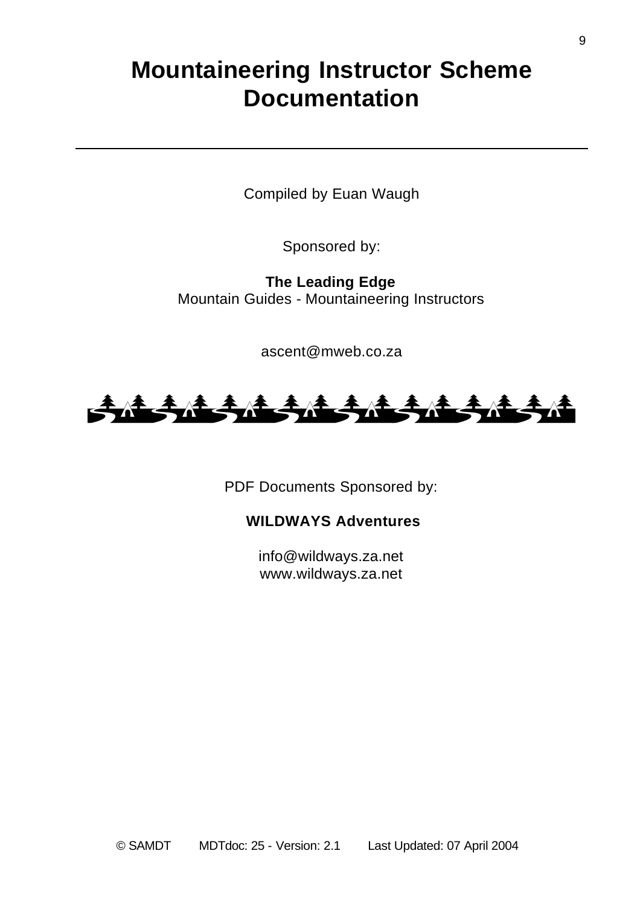# Mountaineering Instructor Scheme Documentation

---

Compiled by Euan Waugh

Sponsored by:

**The Leading Edge**
Mountain Guides - Mountaineering Instructors

ascent@mweb.co.za

PDF Documents Sponsored by:

**WILDWAYS Adventures**

info@wildways.za.net
www.wildways.za.net

© SAMDT MDTdoc: 25 - Version: 2.1 Last Updated: 07 April 2004